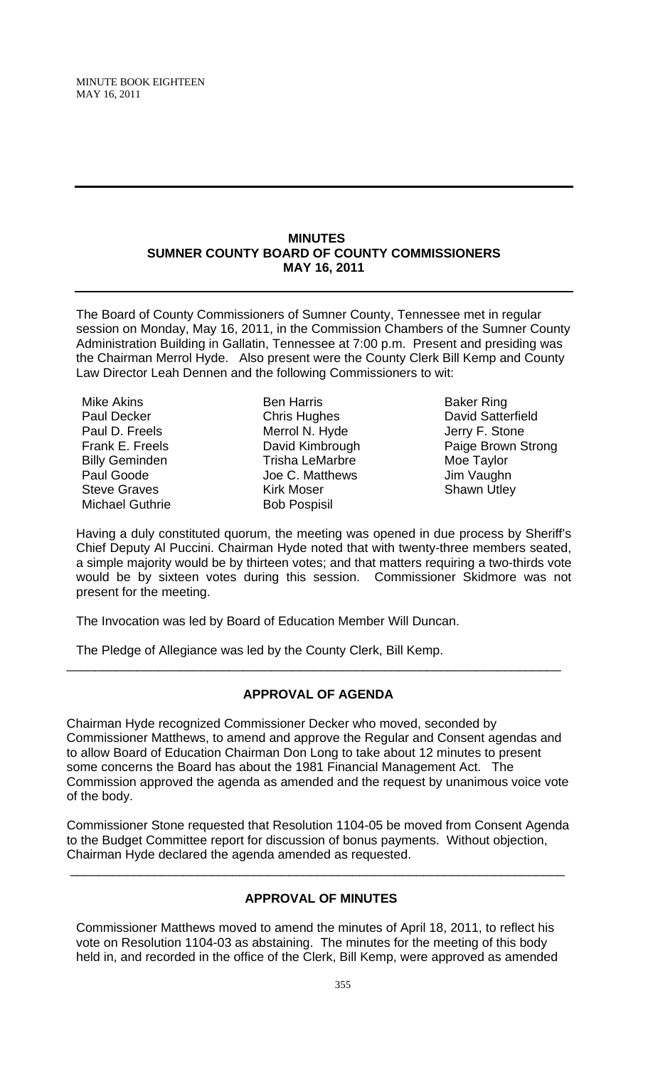# MINUTES
## SUMNER COUNTY BOARD OF COUNTY COMMISSIONERS
## MAY 16, 2011

The Board of County Commissioners of Sumner County, Tennessee met in regular session on Monday, May 16, 2011, in the Commission Chambers of the Sumner County Administration Building in Gallatin, Tennessee at 7:00 p.m. Present and presiding was the Chairman Merrol Hyde. Also present were the County Clerk Bill Kemp and County Law Director Leah Dennen and the following Commissioners to wit:

| | | |
|---|---|---|
| Mike Akins | Ben Harris | Baker Ring |
| Paul Decker | Chris Hughes | David Satterfield |
| Paul D. Freels | Merrol N. Hyde | Jerry F. Stone |
| Frank E. Freels | David Kimbrough | Paige Brown Strong |
| Billy Geminden | Trisha LeMarbre | Moe Taylor |
| Paul Goode | Joe C. Matthews | Jim Vaughn |
| Steve Graves | Kirk Moser | Shawn Utley |
| Michael Guthrie | Bob Pospisil | |

Having a duly constituted quorum, the meeting was opened in due process by Sheriff's Chief Deputy Al Puccini. Chairman Hyde noted that with twenty-three members seated, a simple majority would be by thirteen votes; and that matters requiring a two-thirds vote would be by sixteen votes during this session. Commissioner Skidmore was not present for the meeting.

The Invocation was led by Board of Education Member Will Duncan.

The Pledge of Allegiance was led by the County Clerk, Bill Kemp.

---

## APPROVAL OF AGENDA

Chairman Hyde recognized Commissioner Decker who moved, seconded by Commissioner Matthews, to amend and approve the Regular and Consent agendas and to allow Board of Education Chairman Don Long to take about 12 minutes to present some concerns the Board has about the 1981 Financial Management Act. The Commission approved the agenda as amended and the request by unanimous voice vote of the body.

Commissioner Stone requested that Resolution 1104-05 be moved from Consent Agenda to the Budget Committee report for discussion of bonus payments. Without objection, Chairman Hyde declared the agenda amended as requested.

---

## APPROVAL OF MINUTES

Commissioner Matthews moved to amend the minutes of April 18, 2011, to reflect his vote on Resolution 1104-03 as abstaining. The minutes for the meeting of this body held in, and recorded in the office of the Clerk, Bill Kemp, were approved as amended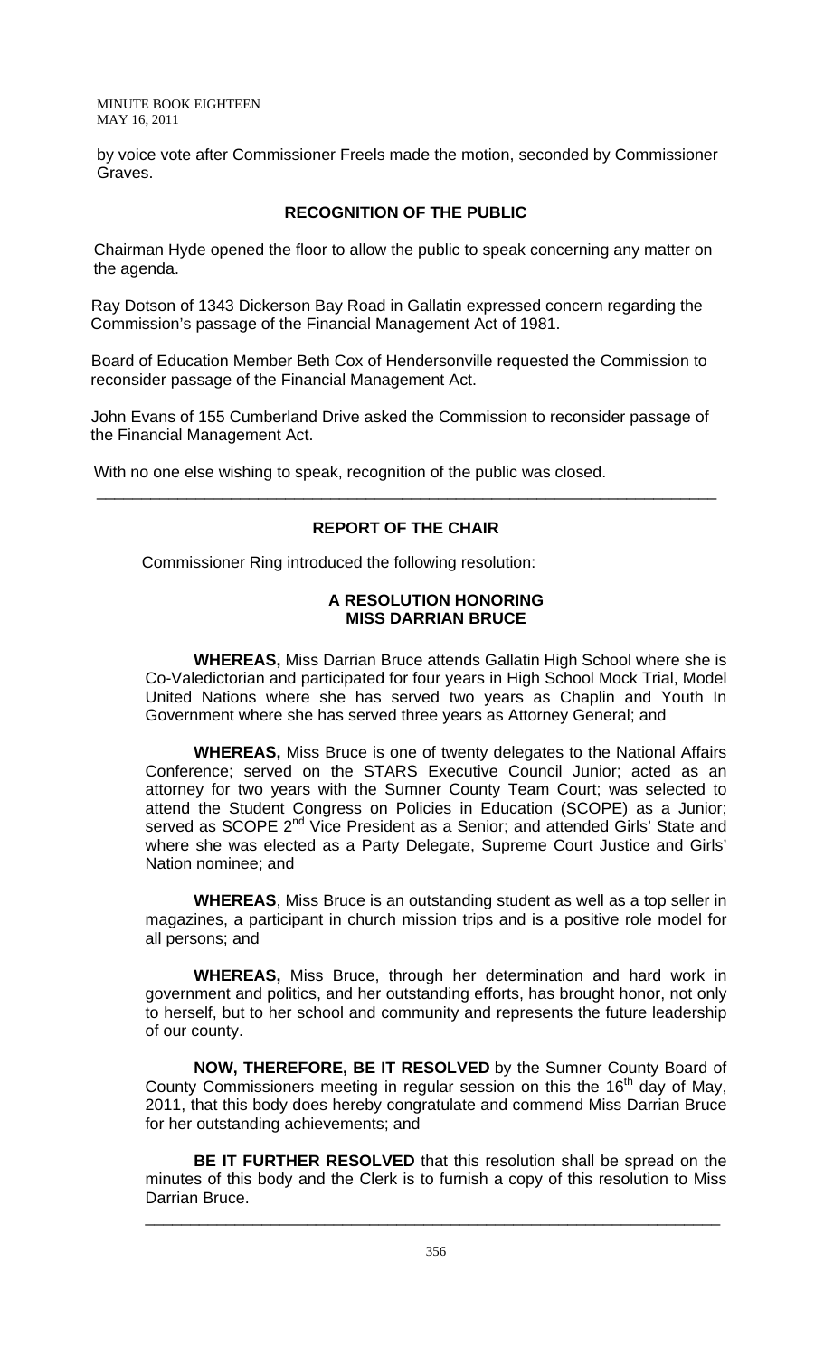by voice vote after Commissioner Freels made the motion, seconded by Commissioner Graves.

## RECOGNITION OF THE PUBLIC

Chairman Hyde opened the floor to allow the public to speak concerning any matter on the agenda.

Ray Dotson of 1343 Dickerson Bay Road in Gallatin expressed concern regarding the Commission's passage of the Financial Management Act of 1981.

Board of Education Member Beth Cox of Hendersonville requested the Commission to reconsider passage of the Financial Management Act.

John Evans of 155 Cumberland Drive asked the Commission to reconsider passage of the Financial Management Act.

With no one else wishing to speak, recognition of the public was closed.

---

## REPORT OF THE CHAIR

Commissioner Ring introduced the following resolution:

### A RESOLUTION HONORING MISS DARRIAN BRUCE

**WHEREAS,** Miss Darrian Bruce attends Gallatin High School where she is Co-Valedictorian and participated for four years in High School Mock Trial, Model United Nations where she has served two years as Chaplin and Youth In Government where she has served three years as Attorney General; and

**WHEREAS,** Miss Bruce is one of twenty delegates to the National Affairs Conference; served on the STARS Executive Council Junior; acted as an attorney for two years with the Sumner County Team Court; was selected to attend the Student Congress on Policies in Education (SCOPE) as a Junior; served as SCOPE 2nd Vice President as a Senior; and attended Girls' State and where she was elected as a Party Delegate, Supreme Court Justice and Girls' Nation nominee; and

**WHEREAS**, Miss Bruce is an outstanding student as well as a top seller in magazines, a participant in church mission trips and is a positive role model for all persons; and

**WHEREAS,** Miss Bruce, through her determination and hard work in government and politics, and her outstanding efforts, has brought honor, not only to herself, but to her school and community and represents the future leadership of our county.

**NOW, THEREFORE, BE IT RESOLVED** by the Sumner County Board of County Commissioners meeting in regular session on this the 16th day of May, 2011, that this body does hereby congratulate and commend Miss Darrian Bruce for her outstanding achievements; and

**BE IT FURTHER RESOLVED** that this resolution shall be spread on the minutes of this body and the Clerk is to furnish a copy of this resolution to Miss Darrian Bruce.

---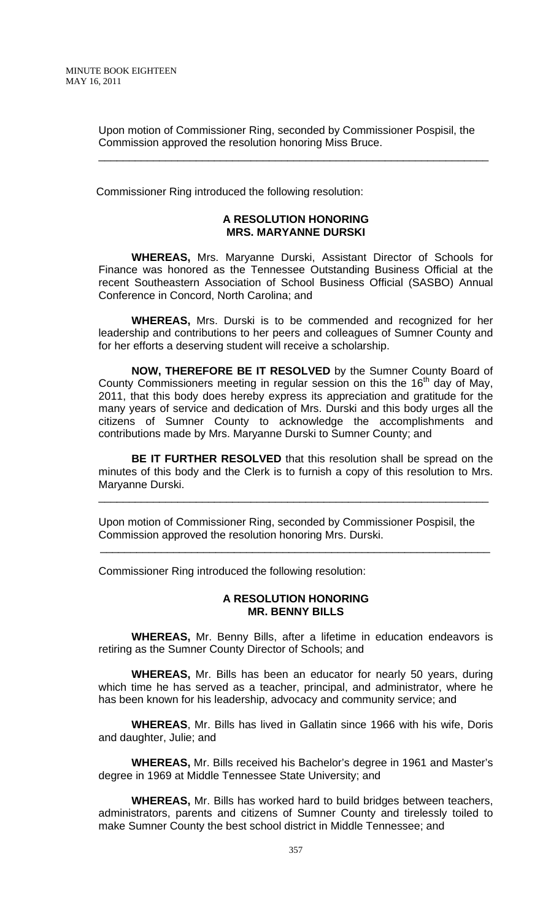Upon motion of Commissioner Ring, seconded by Commissioner Pospisil, the Commission approved the resolution honoring Miss Bruce.

---

Commissioner Ring introduced the following resolution:

**A RESOLUTION HONORING**
**MRS. MARYANNE DURSKI**

**WHEREAS,** Mrs. Maryanne Durski, Assistant Director of Schools for Finance was honored as the Tennessee Outstanding Business Official at the recent Southeastern Association of School Business Official (SASBO) Annual Conference in Concord, North Carolina; and

**WHEREAS,** Mrs. Durski is to be commended and recognized for her leadership and contributions to her peers and colleagues of Sumner County and for her efforts a deserving student will receive a scholarship.

**NOW, THEREFORE BE IT RESOLVED** by the Sumner County Board of County Commissioners meeting in regular session on this the 16th day of May, 2011, that this body does hereby express its appreciation and gratitude for the many years of service and dedication of Mrs. Durski and this body urges all the citizens of Sumner County to acknowledge the accomplishments and contributions made by Mrs. Maryanne Durski to Sumner County; and

**BE IT FURTHER RESOLVED** that this resolution shall be spread on the minutes of this body and the Clerk is to furnish a copy of this resolution to Mrs. Maryanne Durski.

---

Upon motion of Commissioner Ring, seconded by Commissioner Pospisil, the Commission approved the resolution honoring Mrs. Durski.

---

Commissioner Ring introduced the following resolution:

**A RESOLUTION HONORING**
**MR. BENNY BILLS**

**WHEREAS,** Mr. Benny Bills, after a lifetime in education endeavors is retiring as the Sumner County Director of Schools; and

**WHEREAS,** Mr. Bills has been an educator for nearly 50 years, during which time he has served as a teacher, principal, and administrator, where he has been known for his leadership, advocacy and community service; and

**WHEREAS**, Mr. Bills has lived in Gallatin since 1966 with his wife, Doris and daughter, Julie; and

**WHEREAS,** Mr. Bills received his Bachelor's degree in 1961 and Master's degree in 1969 at Middle Tennessee State University; and

**WHEREAS,** Mr. Bills has worked hard to build bridges between teachers, administrators, parents and citizens of Sumner County and tirelessly toiled to make Sumner County the best school district in Middle Tennessee; and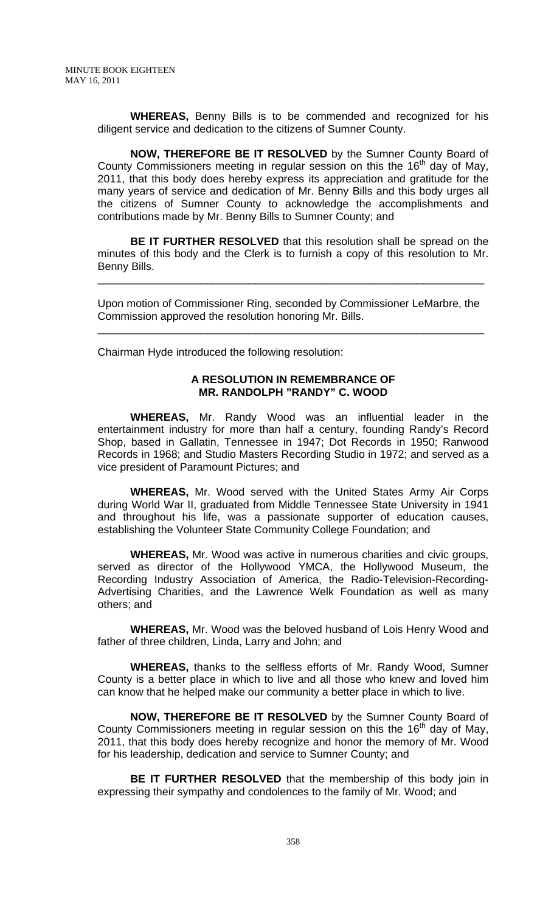**WHEREAS,** Benny Bills is to be commended and recognized for his diligent service and dedication to the citizens of Sumner County.

**NOW, THEREFORE BE IT RESOLVED** by the Sumner County Board of County Commissioners meeting in regular session on this the 16th day of May, 2011, that this body does hereby express its appreciation and gratitude for the many years of service and dedication of Mr. Benny Bills and this body urges all the citizens of Sumner County to acknowledge the accomplishments and contributions made by Mr. Benny Bills to Sumner County; and

**BE IT FURTHER RESOLVED** that this resolution shall be spread on the minutes of this body and the Clerk is to furnish a copy of this resolution to Mr. Benny Bills.

---

Upon motion of Commissioner Ring, seconded by Commissioner LeMarbre, the Commission approved the resolution honoring Mr. Bills.

---

Chairman Hyde introduced the following resolution:

**A RESOLUTION IN REMEMBRANCE OF MR. RANDOLPH "RANDY" C. WOOD**

**WHEREAS,** Mr. Randy Wood was an influential leader in the entertainment industry for more than half a century, founding Randy's Record Shop, based in Gallatin, Tennessee in 1947; Dot Records in 1950; Ranwood Records in 1968; and Studio Masters Recording Studio in 1972; and served as a vice president of Paramount Pictures; and

**WHEREAS,** Mr. Wood served with the United States Army Air Corps during World War II, graduated from Middle Tennessee State University in 1941 and throughout his life, was a passionate supporter of education causes, establishing the Volunteer State Community College Foundation; and

**WHEREAS,** Mr. Wood was active in numerous charities and civic groups, served as director of the Hollywood YMCA, the Hollywood Museum, the Recording Industry Association of America, the Radio-Television-Recording-Advertising Charities, and the Lawrence Welk Foundation as well as many others; and

**WHEREAS,** Mr. Wood was the beloved husband of Lois Henry Wood and father of three children, Linda, Larry and John; and

**WHEREAS,** thanks to the selfless efforts of Mr. Randy Wood, Sumner County is a better place in which to live and all those who knew and loved him can know that he helped make our community a better place in which to live.

**NOW, THEREFORE BE IT RESOLVED** by the Sumner County Board of County Commissioners meeting in regular session on this the 16th day of May, 2011, that this body does hereby recognize and honor the memory of Mr. Wood for his leadership, dedication and service to Sumner County; and

**BE IT FURTHER RESOLVED** that the membership of this body join in expressing their sympathy and condolences to the family of Mr. Wood; and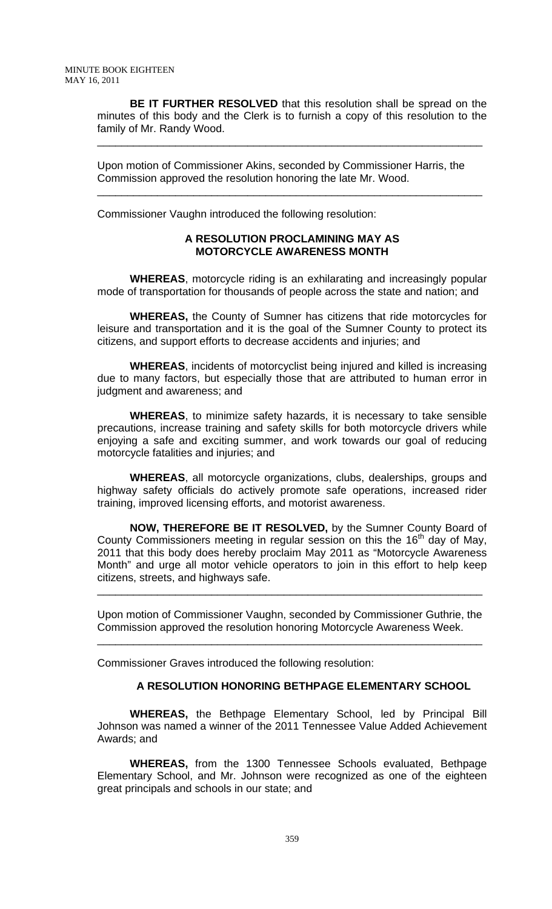**BE IT FURTHER RESOLVED** that this resolution shall be spread on the minutes of this body and the Clerk is to furnish a copy of this resolution to the family of Mr. Randy Wood.

---

Upon motion of Commissioner Akins, seconded by Commissioner Harris, the Commission approved the resolution honoring the late Mr. Wood.

---

Commissioner Vaughn introduced the following resolution:

**A RESOLUTION PROCLAMINING MAY AS MOTORCYCLE AWARENESS MONTH**

**WHEREAS**, motorcycle riding is an exhilarating and increasingly popular mode of transportation for thousands of people across the state and nation; and

**WHEREAS,** the County of Sumner has citizens that ride motorcycles for leisure and transportation and it is the goal of the Sumner County to protect its citizens, and support efforts to decrease accidents and injuries; and

**WHEREAS**, incidents of motorcyclist being injured and killed is increasing due to many factors, but especially those that are attributed to human error in judgment and awareness; and

**WHEREAS**, to minimize safety hazards, it is necessary to take sensible precautions, increase training and safety skills for both motorcycle drivers while enjoying a safe and exciting summer, and work towards our goal of reducing motorcycle fatalities and injuries; and

**WHEREAS**, all motorcycle organizations, clubs, dealerships, groups and highway safety officials do actively promote safe operations, increased rider training, improved licensing efforts, and motorist awareness.

**NOW, THEREFORE BE IT RESOLVED,** by the Sumner County Board of County Commissioners meeting in regular session on this the 16th day of May, 2011 that this body does hereby proclaim May 2011 as "Motorcycle Awareness Month" and urge all motor vehicle operators to join in this effort to help keep citizens, streets, and highways safe.

---

Upon motion of Commissioner Vaughn, seconded by Commissioner Guthrie, the Commission approved the resolution honoring Motorcycle Awareness Week.

---

Commissioner Graves introduced the following resolution:

**A RESOLUTION HONORING BETHPAGE ELEMENTARY SCHOOL**

**WHEREAS,** the Bethpage Elementary School, led by Principal Bill Johnson was named a winner of the 2011 Tennessee Value Added Achievement Awards; and

**WHEREAS,** from the 1300 Tennessee Schools evaluated, Bethpage Elementary School, and Mr. Johnson were recognized as one of the eighteen great principals and schools in our state; and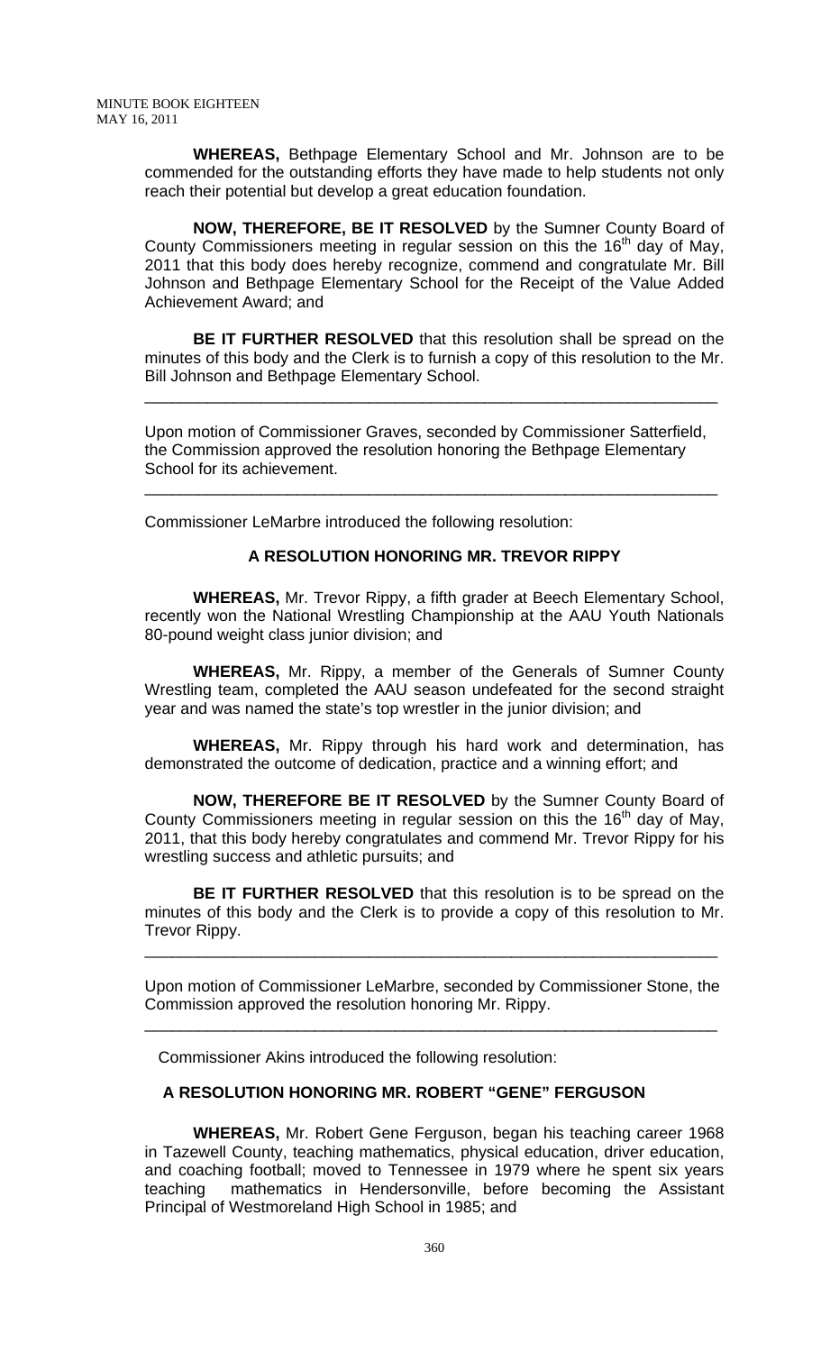**WHEREAS,** Bethpage Elementary School and Mr. Johnson are to be commended for the outstanding efforts they have made to help students not only reach their potential but develop a great education foundation.

**NOW, THEREFORE, BE IT RESOLVED** by the Sumner County Board of County Commissioners meeting in regular session on this the 16th day of May, 2011 that this body does hereby recognize, commend and congratulate Mr. Bill Johnson and Bethpage Elementary School for the Receipt of the Value Added Achievement Award; and

**BE IT FURTHER RESOLVED** that this resolution shall be spread on the minutes of this body and the Clerk is to furnish a copy of this resolution to the Mr. Bill Johnson and Bethpage Elementary School.

---

Upon motion of Commissioner Graves, seconded by Commissioner Satterfield, the Commission approved the resolution honoring the Bethpage Elementary School for its achievement.

---

Commissioner LeMarbre introduced the following resolution:

**A RESOLUTION HONORING MR. TREVOR RIPPY**

**WHEREAS,** Mr. Trevor Rippy, a fifth grader at Beech Elementary School, recently won the National Wrestling Championship at the AAU Youth Nationals 80-pound weight class junior division; and

**WHEREAS,** Mr. Rippy, a member of the Generals of Sumner County Wrestling team, completed the AAU season undefeated for the second straight year and was named the state's top wrestler in the junior division; and

**WHEREAS,** Mr. Rippy through his hard work and determination, has demonstrated the outcome of dedication, practice and a winning effort; and

**NOW, THEREFORE BE IT RESOLVED** by the Sumner County Board of County Commissioners meeting in regular session on this the 16th day of May, 2011, that this body hereby congratulates and commend Mr. Trevor Rippy for his wrestling success and athletic pursuits; and

**BE IT FURTHER RESOLVED** that this resolution is to be spread on the minutes of this body and the Clerk is to provide a copy of this resolution to Mr. Trevor Rippy.

---

Upon motion of Commissioner LeMarbre, seconded by Commissioner Stone, the Commission approved the resolution honoring Mr. Rippy.

---

Commissioner Akins introduced the following resolution:

**A RESOLUTION HONORING MR. ROBERT "GENE" FERGUSON**

**WHEREAS,** Mr. Robert Gene Ferguson, began his teaching career 1968 in Tazewell County, teaching mathematics, physical education, driver education, and coaching football; moved to Tennessee in 1979 where he spent six years teaching mathematics in Hendersonville, before becoming the Assistant Principal of Westmoreland High School in 1985; and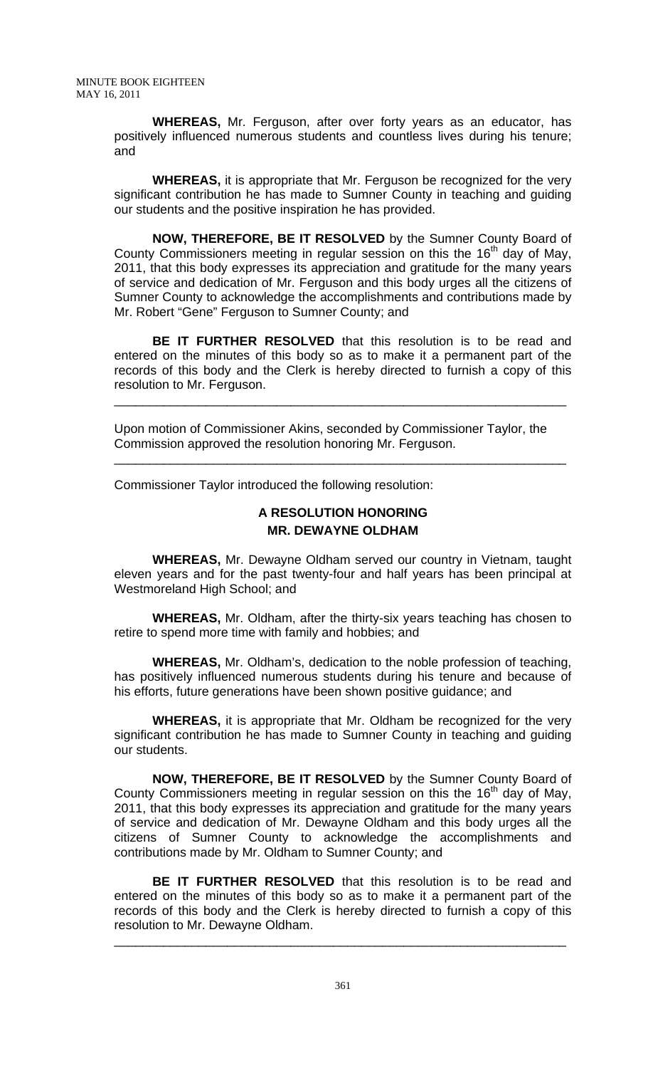**WHEREAS,** Mr. Ferguson, after over forty years as an educator, has positively influenced numerous students and countless lives during his tenure; and

**WHEREAS,** it is appropriate that Mr. Ferguson be recognized for the very significant contribution he has made to Sumner County in teaching and guiding our students and the positive inspiration he has provided.

**NOW, THEREFORE, BE IT RESOLVED** by the Sumner County Board of County Commissioners meeting in regular session on this the 16th day of May, 2011, that this body expresses its appreciation and gratitude for the many years of service and dedication of Mr. Ferguson and this body urges all the citizens of Sumner County to acknowledge the accomplishments and contributions made by Mr. Robert "Gene" Ferguson to Sumner County; and

**BE IT FURTHER RESOLVED** that this resolution is to be read and entered on the minutes of this body so as to make it a permanent part of the records of this body and the Clerk is hereby directed to furnish a copy of this resolution to Mr. Ferguson.

---

Upon motion of Commissioner Akins, seconded by Commissioner Taylor, the Commission approved the resolution honoring Mr. Ferguson.

---

Commissioner Taylor introduced the following resolution:

**A RESOLUTION HONORING**
**MR. DEWAYNE OLDHAM**

**WHEREAS,** Mr. Dewayne Oldham served our country in Vietnam, taught eleven years and for the past twenty-four and half years has been principal at Westmoreland High School; and

**WHEREAS,** Mr. Oldham, after the thirty-six years teaching has chosen to retire to spend more time with family and hobbies; and

**WHEREAS,** Mr. Oldham's, dedication to the noble profession of teaching, has positively influenced numerous students during his tenure and because of his efforts, future generations have been shown positive guidance; and

**WHEREAS,** it is appropriate that Mr. Oldham be recognized for the very significant contribution he has made to Sumner County in teaching and guiding our students.

**NOW, THEREFORE, BE IT RESOLVED** by the Sumner County Board of County Commissioners meeting in regular session on this the 16th day of May, 2011, that this body expresses its appreciation and gratitude for the many years of service and dedication of Mr. Dewayne Oldham and this body urges all the citizens of Sumner County to acknowledge the accomplishments and contributions made by Mr. Oldham to Sumner County; and

**BE IT FURTHER RESOLVED** that this resolution is to be read and entered on the minutes of this body so as to make it a permanent part of the records of this body and the Clerk is hereby directed to furnish a copy of this resolution to Mr. Dewayne Oldham.

---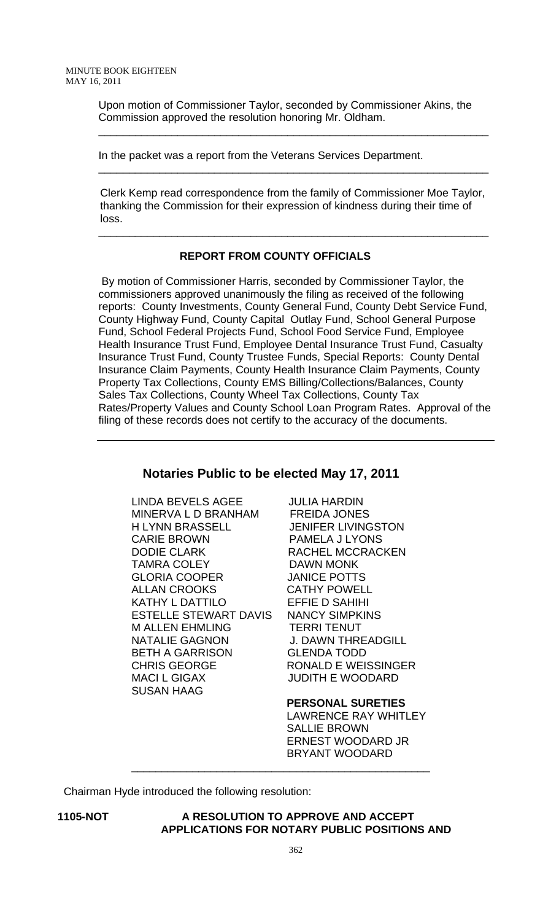Upon motion of Commissioner Taylor, seconded by Commissioner Akins, the Commission approved the resolution honoring Mr. Oldham.

---

In the packet was a report from the Veterans Services Department.

---

Clerk Kemp read correspondence from the family of Commissioner Moe Taylor, thanking the Commission for their expression of kindness during their time of loss.

---

**REPORT FROM COUNTY OFFICIALS**

By motion of Commissioner Harris, seconded by Commissioner Taylor, the commissioners approved unanimously the filing as received of the following reports: County Investments, County General Fund, County Debt Service Fund, County Highway Fund, County Capital Outlay Fund, School General Purpose Fund, School Federal Projects Fund, School Food Service Fund, Employee Health Insurance Trust Fund, Employee Dental Insurance Trust Fund, Casualty Insurance Trust Fund, County Trustee Funds, Special Reports: County Dental Insurance Claim Payments, County Health Insurance Claim Payments, County Property Tax Collections, County EMS Billing/Collections/Balances, County Sales Tax Collections, County Wheel Tax Collections, County Tax Rates/Property Values and County School Loan Program Rates. Approval of the filing of these records does not certify to the accuracy of the documents.

---

## Notaries Public to be elected May 17, 2011

LINDA BEVELS AGEE
MINERVA L D BRANHAM
H LYNN BRASSELL
CARIE BROWN
DODIE CLARK
TAMRA COLEY
GLORIA COOPER
ALLAN CROOKS
KATHY L DATTILO
ESTELLE STEWART DAVIS
M ALLEN EHMLING
NATALIE GAGNON
BETH A GARRISON
CHRIS GEORGE
MACI L GIGAX
SUSAN HAAG
JULIA HARDIN
FREIDA JONES
JENIFER LIVINGSTON
PAMELA J LYONS
RACHEL MCCRACKEN
DAWN MONK
JANICE POTTS
CATHY POWELL
EFFIE D SAHIHI
NANCY SIMPKINS
TERRI TENUT
J. DAWN THREADGILL
GLENDA TODD
RONALD E WEISSINGER
JUDITH E WOODARD

**PERSONAL SURETIES**

LAWRENCE RAY WHITLEY
SALLIE BROWN
ERNEST WOODARD JR
BRYANT WOODARD

---

Chairman Hyde introduced the following resolution:

**1105-NOT** **A RESOLUTION TO APPROVE AND ACCEPT APPLICATIONS FOR NOTARY PUBLIC POSITIONS AND**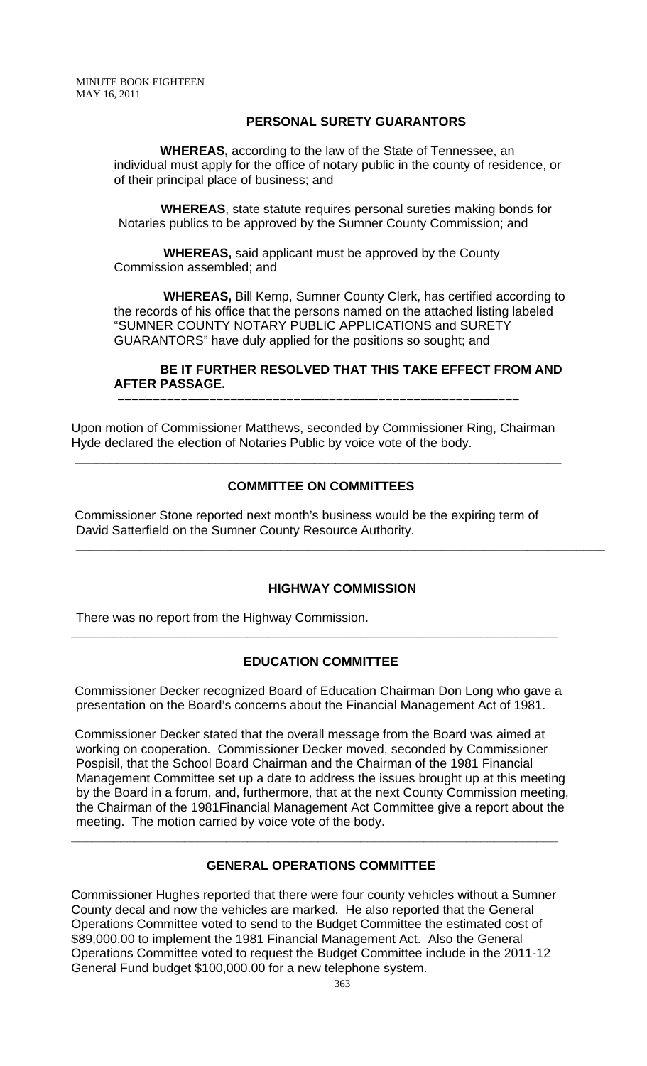## PERSONAL SURETY GUARANTORS

**WHEREAS,** according to the law of the State of Tennessee, an individual must apply for the office of notary public in the county of residence, or of their principal place of business; and

**WHEREAS**, state statute requires personal sureties making bonds for Notaries publics to be approved by the Sumner County Commission; and

**WHEREAS,** said applicant must be approved by the County Commission assembled; and

**WHEREAS,** Bill Kemp, Sumner County Clerk, has certified according to the records of his office that the persons named on the attached listing labeled "SUMNER COUNTY NOTARY PUBLIC APPLICATIONS and SURETY GUARANTORS" have duly applied for the positions so sought; and

**BE IT FURTHER RESOLVED THAT THIS TAKE EFFECT FROM AND AFTER PASSAGE.**

---

Upon motion of Commissioner Matthews, seconded by Commissioner Ring, Chairman Hyde declared the election of Notaries Public by voice vote of the body.

---

## COMMITTEE ON COMMITTEES

Commissioner Stone reported next month's business would be the expiring term of David Satterfield on the Sumner County Resource Authority.

---

## HIGHWAY COMMISSION

There was no report from the Highway Commission.

---

## EDUCATION COMMITTEE

Commissioner Decker recognized Board of Education Chairman Don Long who gave a presentation on the Board's concerns about the Financial Management Act of 1981.

Commissioner Decker stated that the overall message from the Board was aimed at working on cooperation. Commissioner Decker moved, seconded by Commissioner Pospisil, that the School Board Chairman and the Chairman of the 1981 Financial Management Committee set up a date to address the issues brought up at this meeting by the Board in a forum, and, furthermore, that at the next County Commission meeting, the Chairman of the 1981Financial Management Act Committee give a report about the meeting. The motion carried by voice vote of the body.

---

## GENERAL OPERATIONS COMMITTEE

Commissioner Hughes reported that there were four county vehicles without a Sumner County decal and now the vehicles are marked. He also reported that the General Operations Committee voted to send to the Budget Committee the estimated cost of $89,000.00 to implement the 1981 Financial Management Act. Also the General Operations Committee voted to request the Budget Committee include in the 2011-12 General Fund budget $100,000.00 for a new telephone system.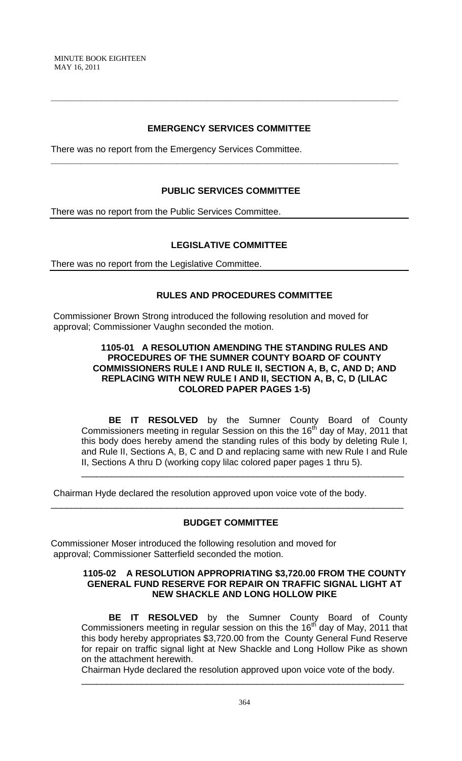---

## EMERGENCY SERVICES COMMITTEE

There was no report from the Emergency Services Committee.

---

## PUBLIC SERVICES COMMITTEE

There was no report from the Public Services Committee.

---

## LEGISLATIVE COMMITTEE

There was no report from the Legislative Committee.

---

## RULES AND PROCEDURES COMMITTEE

Commissioner Brown Strong introduced the following resolution and moved for approval; Commissioner Vaughn seconded the motion.

**1105-01 A RESOLUTION AMENDING THE STANDING RULES AND PROCEDURES OF THE SUMNER COUNTY BOARD OF COUNTY COMMISSIONERS RULE I AND RULE II, SECTION A, B, C, AND D; AND REPLACING WITH NEW RULE I AND II, SECTION A, B, C, D (LILAC COLORED PAPER PAGES 1-5)**

**BE IT RESOLVED** by the Sumner County Board of County Commissioners meeting in regular Session on this the 16th day of May, 2011 that this body does hereby amend the standing rules of this body by deleting Rule I, and Rule II, Sections A, B, C and D and replacing same with new Rule I and Rule II, Sections A thru D (working copy lilac colored paper pages 1 thru 5).

---

Chairman Hyde declared the resolution approved upon voice vote of the body.

---

## BUDGET COMMITTEE

Commissioner Moser introduced the following resolution and moved for approval; Commissioner Satterfield seconded the motion.

**1105-02 A RESOLUTION APPROPRIATING $3,720.00 FROM THE COUNTY GENERAL FUND RESERVE FOR REPAIR ON TRAFFIC SIGNAL LIGHT AT NEW SHACKLE AND LONG HOLLOW PIKE**

**BE IT RESOLVED** by the Sumner County Board of County Commissioners meeting in regular session on this the 16th day of May, 2011 that this body hereby appropriates $3,720.00 from the County General Fund Reserve for repair on traffic signal light at New Shackle and Long Hollow Pike as shown on the attachment herewith.

Chairman Hyde declared the resolution approved upon voice vote of the body.

---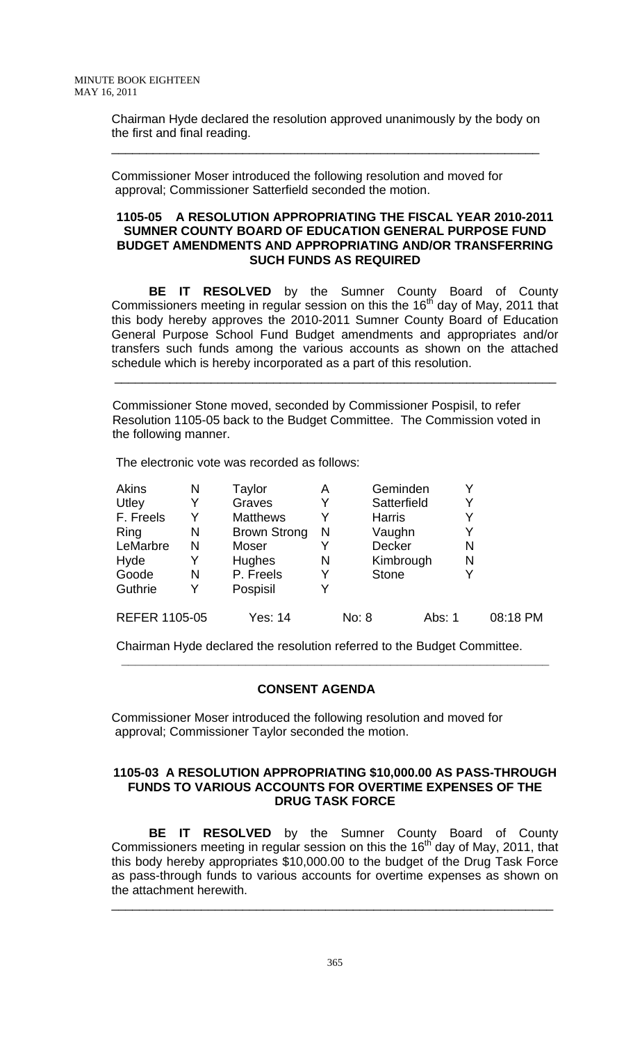Chairman Hyde declared the resolution approved unanimously by the body on the first and final reading.

---

Commissioner Moser introduced the following resolution and moved for approval; Commissioner Satterfield seconded the motion.

**1105-05 A RESOLUTION APPROPRIATING THE FISCAL YEAR 2010-2011 SUMNER COUNTY BOARD OF EDUCATION GENERAL PURPOSE FUND BUDGET AMENDMENTS AND APPROPRIATING AND/OR TRANSFERRING SUCH FUNDS AS REQUIRED**

**BE IT RESOLVED** by the Sumner County Board of County Commissioners meeting in regular session on this the 16th day of May, 2011 that this body hereby approves the 2010-2011 Sumner County Board of Education General Purpose School Fund Budget amendments and appropriates and/or transfers such funds among the various accounts as shown on the attached schedule which is hereby incorporated as a part of this resolution.

---

Commissioner Stone moved, seconded by Commissioner Pospisil, to refer Resolution 1105-05 back to the Budget Committee. The Commission voted in the following manner.

The electronic vote was recorded as follows:

| | | | | | |
|---|---|---|---|---|---|
| Akins | N | Taylor | A | Geminden | Y |
| Utley | Y | Graves | Y | Satterfield | Y |
| F. Freels | Y | Matthews | Y | Harris | Y |
| Ring | N | Brown Strong | N | Vaughn | Y |
| LeMarbre | N | Moser | Y | Decker | N |
| Hyde | Y | Hughes | N | Kimbrough | N |
| Goode | N | P. Freels | Y | Stone | Y |
| Guthrie | Y | Pospisil | Y | | |

REFER 1105-05 Yes: 14 No: 8 Abs: 1 08:18 PM

Chairman Hyde declared the resolution referred to the Budget Committee.

---

## CONSENT AGENDA

Commissioner Moser introduced the following resolution and moved for approval; Commissioner Taylor seconded the motion.

**1105-03 A RESOLUTION APPROPRIATING \$10,000.00 AS PASS-THROUGH FUNDS TO VARIOUS ACCOUNTS FOR OVERTIME EXPENSES OF THE DRUG TASK FORCE**

**BE IT RESOLVED** by the Sumner County Board of County Commissioners meeting in regular session on this the 16th day of May, 2011, that this body hereby appropriates \$10,000.00 to the budget of the Drug Task Force as pass-through funds to various accounts for overtime expenses as shown on the attachment herewith.

---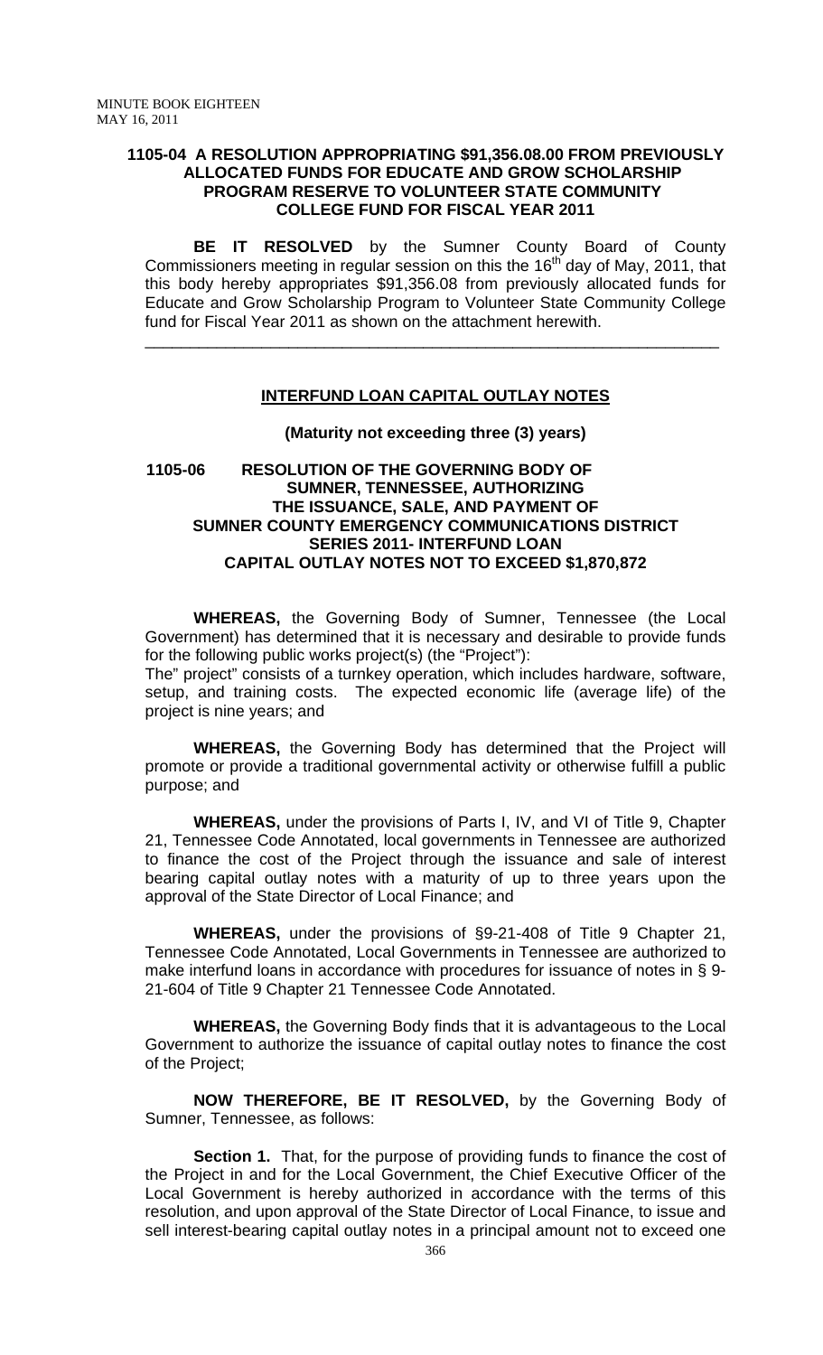**1105-04 A RESOLUTION APPROPRIATING $91,356.08.00 FROM PREVIOUSLY ALLOCATED FUNDS FOR EDUCATE AND GROW SCHOLARSHIP PROGRAM RESERVE TO VOLUNTEER STATE COMMUNITY COLLEGE FUND FOR FISCAL YEAR 2011**

**BE IT RESOLVED** by the Sumner County Board of County Commissioners meeting in regular session on this the 16th day of May, 2011, that this body hereby appropriates $91,356.08 from previously allocated funds for Educate and Grow Scholarship Program to Volunteer State Community College fund for Fiscal Year 2011 as shown on the attachment herewith.

---

**INTERFUND LOAN CAPITAL OUTLAY NOTES**

**(Maturity not exceeding three (3) years)**

**1105-06 RESOLUTION OF THE GOVERNING BODY OF SUMNER, TENNESSEE, AUTHORIZING THE ISSUANCE, SALE, AND PAYMENT OF SUMNER COUNTY EMERGENCY COMMUNICATIONS DISTRICT SERIES 2011- INTERFUND LOAN CAPITAL OUTLAY NOTES NOT TO EXCEED $1,870,872**

**WHEREAS,** the Governing Body of Sumner, Tennessee (the Local Government) has determined that it is necessary and desirable to provide funds for the following public works project(s) (the "Project"):
The" project" consists of a turnkey operation, which includes hardware, software, setup, and training costs. The expected economic life (average life) of the project is nine years; and

**WHEREAS,** the Governing Body has determined that the Project will promote or provide a traditional governmental activity or otherwise fulfill a public purpose; and

**WHEREAS,** under the provisions of Parts I, IV, and VI of Title 9, Chapter 21, Tennessee Code Annotated, local governments in Tennessee are authorized to finance the cost of the Project through the issuance and sale of interest bearing capital outlay notes with a maturity of up to three years upon the approval of the State Director of Local Finance; and

**WHEREAS,** under the provisions of §9-21-408 of Title 9 Chapter 21, Tennessee Code Annotated, Local Governments in Tennessee are authorized to make interfund loans in accordance with procedures for issuance of notes in § 9-21-604 of Title 9 Chapter 21 Tennessee Code Annotated.

**WHEREAS,** the Governing Body finds that it is advantageous to the Local Government to authorize the issuance of capital outlay notes to finance the cost of the Project;

**NOW THEREFORE, BE IT RESOLVED,** by the Governing Body of Sumner, Tennessee, as follows:

**Section 1.** That, for the purpose of providing funds to finance the cost of the Project in and for the Local Government, the Chief Executive Officer of the Local Government is hereby authorized in accordance with the terms of this resolution, and upon approval of the State Director of Local Finance, to issue and sell interest-bearing capital outlay notes in a principal amount not to exceed one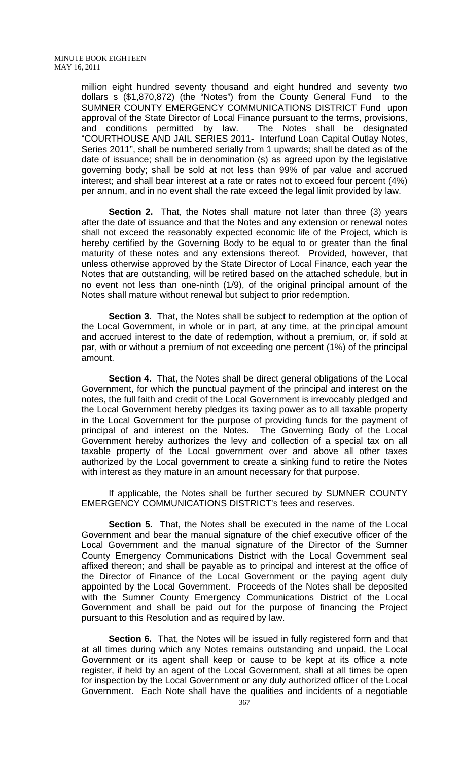million eight hundred seventy thousand and eight hundred and seventy two dollars s ($1,870,872) (the "Notes") from the County General Fund to the SUMNER COUNTY EMERGENCY COMMUNICATIONS DISTRICT Fund upon approval of the State Director of Local Finance pursuant to the terms, provisions, and conditions permitted by law. The Notes shall be designated "COURTHOUSE AND JAIL SERIES 2011- Interfund Loan Capital Outlay Notes, Series 2011", shall be numbered serially from 1 upwards; shall be dated as of the date of issuance; shall be in denomination (s) as agreed upon by the legislative governing body; shall be sold at not less than 99% of par value and accrued interest; and shall bear interest at a rate or rates not to exceed four percent (4%) per annum, and in no event shall the rate exceed the legal limit provided by law.

**Section 2.** That, the Notes shall mature not later than three (3) years after the date of issuance and that the Notes and any extension or renewal notes shall not exceed the reasonably expected economic life of the Project, which is hereby certified by the Governing Body to be equal to or greater than the final maturity of these notes and any extensions thereof. Provided, however, that unless otherwise approved by the State Director of Local Finance, each year the Notes that are outstanding, will be retired based on the attached schedule, but in no event not less than one-ninth (1/9), of the original principal amount of the Notes shall mature without renewal but subject to prior redemption.

**Section 3.** That, the Notes shall be subject to redemption at the option of the Local Government, in whole or in part, at any time, at the principal amount and accrued interest to the date of redemption, without a premium, or, if sold at par, with or without a premium of not exceeding one percent (1%) of the principal amount.

**Section 4.** That, the Notes shall be direct general obligations of the Local Government, for which the punctual payment of the principal and interest on the notes, the full faith and credit of the Local Government is irrevocably pledged and the Local Government hereby pledges its taxing power as to all taxable property in the Local Government for the purpose of providing funds for the payment of principal of and interest on the Notes. The Governing Body of the Local Government hereby authorizes the levy and collection of a special tax on all taxable property of the Local government over and above all other taxes authorized by the Local government to create a sinking fund to retire the Notes with interest as they mature in an amount necessary for that purpose.

If applicable, the Notes shall be further secured by SUMNER COUNTY EMERGENCY COMMUNICATIONS DISTRICT's fees and reserves.

**Section 5.** That, the Notes shall be executed in the name of the Local Government and bear the manual signature of the chief executive officer of the Local Government and the manual signature of the Director of the Sumner County Emergency Communications District with the Local Government seal affixed thereon; and shall be payable as to principal and interest at the office of the Director of Finance of the Local Government or the paying agent duly appointed by the Local Government. Proceeds of the Notes shall be deposited with the Sumner County Emergency Communications District of the Local Government and shall be paid out for the purpose of financing the Project pursuant to this Resolution and as required by law.

**Section 6.** That, the Notes will be issued in fully registered form and that at all times during which any Notes remains outstanding and unpaid, the Local Government or its agent shall keep or cause to be kept at its office a note register, if held by an agent of the Local Government, shall at all times be open for inspection by the Local Government or any duly authorized officer of the Local Government. Each Note shall have the qualities and incidents of a negotiable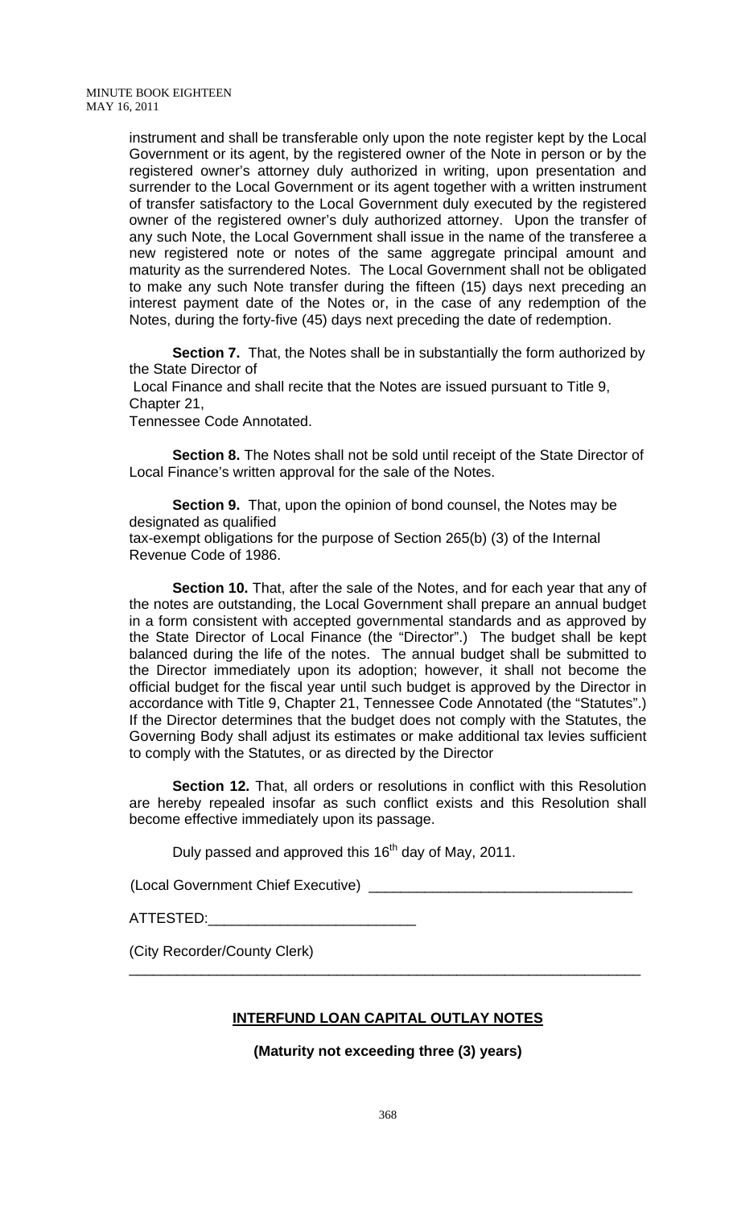instrument and shall be transferable only upon the note register kept by the Local Government or its agent, by the registered owner of the Note in person or by the registered owner's attorney duly authorized in writing, upon presentation and surrender to the Local Government or its agent together with a written instrument of transfer satisfactory to the Local Government duly executed by the registered owner of the registered owner's duly authorized attorney. Upon the transfer of any such Note, the Local Government shall issue in the name of the transferee a new registered note or notes of the same aggregate principal amount and maturity as the surrendered Notes. The Local Government shall not be obligated to make any such Note transfer during the fifteen (15) days next preceding an interest payment date of the Notes or, in the case of any redemption of the Notes, during the forty-five (45) days next preceding the date of redemption.

**Section 7.** That, the Notes shall be in substantially the form authorized by the State Director of
Local Finance and shall recite that the Notes are issued pursuant to Title 9, Chapter 21,
Tennessee Code Annotated.

**Section 8.** The Notes shall not be sold until receipt of the State Director of Local Finance's written approval for the sale of the Notes.

**Section 9.** That, upon the opinion of bond counsel, the Notes may be designated as qualified
tax-exempt obligations for the purpose of Section 265(b) (3) of the Internal Revenue Code of 1986.

**Section 10.** That, after the sale of the Notes, and for each year that any of the notes are outstanding, the Local Government shall prepare an annual budget in a form consistent with accepted governmental standards and as approved by the State Director of Local Finance (the "Director".) The budget shall be kept balanced during the life of the notes. The annual budget shall be submitted to the Director immediately upon its adoption; however, it shall not become the official budget for the fiscal year until such budget is approved by the Director in accordance with Title 9, Chapter 21, Tennessee Code Annotated (the "Statutes".) If the Director determines that the budget does not comply with the Statutes, the Governing Body shall adjust its estimates or make additional tax levies sufficient to comply with the Statutes, or as directed by the Director

**Section 12.** That, all orders or resolutions in conflict with this Resolution are hereby repealed insofar as such conflict exists and this Resolution shall become effective immediately upon its passage.

Duly passed and approved this 16th day of May, 2011.

(Local Government Chief Executive) ________________________________

ATTESTED:_________________________

(City Recorder/County Clerk)

---

**INTERFUND LOAN CAPITAL OUTLAY NOTES**

**(Maturity not exceeding three (3) years)**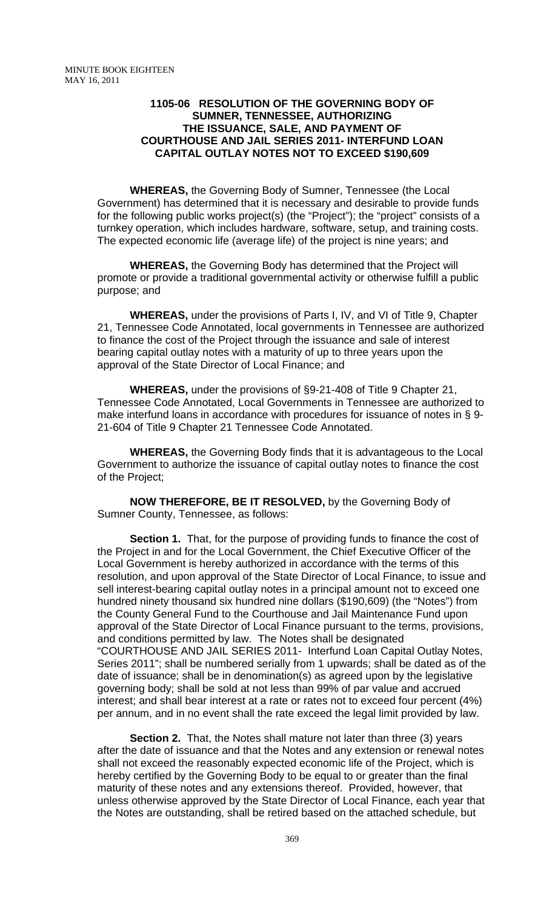**1105-06 RESOLUTION OF THE GOVERNING BODY OF SUMNER, TENNESSEE, AUTHORIZING THE ISSUANCE, SALE, AND PAYMENT OF COURTHOUSE AND JAIL SERIES 2011- INTERFUND LOAN CAPITAL OUTLAY NOTES NOT TO EXCEED $190,609**

**WHEREAS,** the Governing Body of Sumner, Tennessee (the Local Government) has determined that it is necessary and desirable to provide funds for the following public works project(s) (the "Project"); the "project" consists of a turnkey operation, which includes hardware, software, setup, and training costs. The expected economic life (average life) of the project is nine years; and

**WHEREAS,** the Governing Body has determined that the Project will promote or provide a traditional governmental activity or otherwise fulfill a public purpose; and

**WHEREAS,** under the provisions of Parts I, IV, and VI of Title 9, Chapter 21, Tennessee Code Annotated, local governments in Tennessee are authorized to finance the cost of the Project through the issuance and sale of interest bearing capital outlay notes with a maturity of up to three years upon the approval of the State Director of Local Finance; and

**WHEREAS,** under the provisions of §9-21-408 of Title 9 Chapter 21, Tennessee Code Annotated, Local Governments in Tennessee are authorized to make interfund loans in accordance with procedures for issuance of notes in § 9-21-604 of Title 9 Chapter 21 Tennessee Code Annotated.

**WHEREAS,** the Governing Body finds that it is advantageous to the Local Government to authorize the issuance of capital outlay notes to finance the cost of the Project;

**NOW THEREFORE, BE IT RESOLVED,** by the Governing Body of Sumner County, Tennessee, as follows:

**Section 1.** That, for the purpose of providing funds to finance the cost of the Project in and for the Local Government, the Chief Executive Officer of the Local Government is hereby authorized in accordance with the terms of this resolution, and upon approval of the State Director of Local Finance, to issue and sell interest-bearing capital outlay notes in a principal amount not to exceed one hundred ninety thousand six hundred nine dollars ($190,609) (the "Notes") from the County General Fund to the Courthouse and Jail Maintenance Fund upon approval of the State Director of Local Finance pursuant to the terms, provisions, and conditions permitted by law. The Notes shall be designated "COURTHOUSE AND JAIL SERIES 2011- Interfund Loan Capital Outlay Notes, Series 2011"; shall be numbered serially from 1 upwards; shall be dated as of the date of issuance; shall be in denomination(s) as agreed upon by the legislative governing body; shall be sold at not less than 99% of par value and accrued interest; and shall bear interest at a rate or rates not to exceed four percent (4%) per annum, and in no event shall the rate exceed the legal limit provided by law.

**Section 2.** That, the Notes shall mature not later than three (3) years after the date of issuance and that the Notes and any extension or renewal notes shall not exceed the reasonably expected economic life of the Project, which is hereby certified by the Governing Body to be equal to or greater than the final maturity of these notes and any extensions thereof. Provided, however, that unless otherwise approved by the State Director of Local Finance, each year that the Notes are outstanding, shall be retired based on the attached schedule, but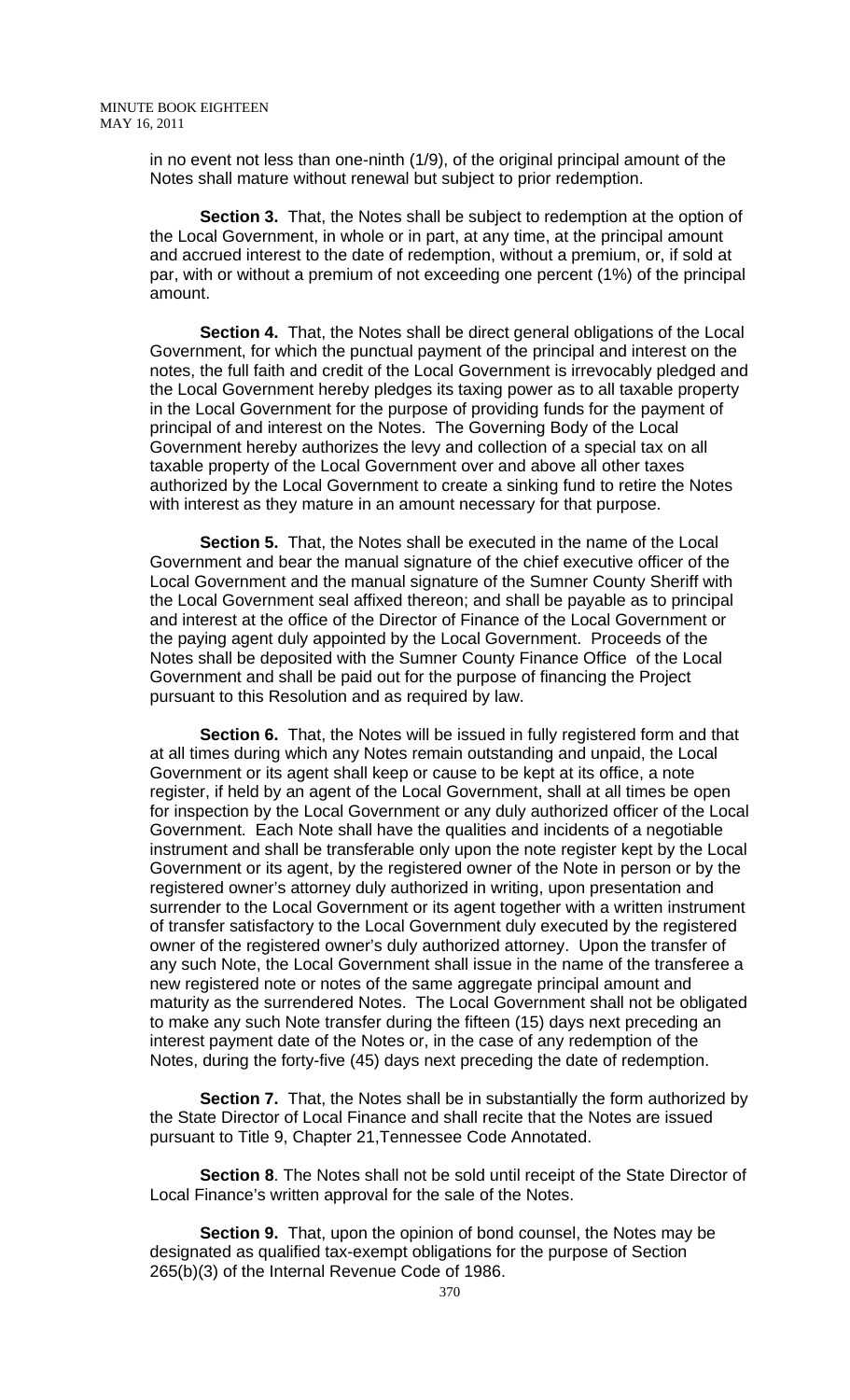in no event not less than one-ninth (1/9), of the original principal amount of the Notes shall mature without renewal but subject to prior redemption.

**Section 3.** That, the Notes shall be subject to redemption at the option of the Local Government, in whole or in part, at any time, at the principal amount and accrued interest to the date of redemption, without a premium, or, if sold at par, with or without a premium of not exceeding one percent (1%) of the principal amount.

**Section 4.** That, the Notes shall be direct general obligations of the Local Government, for which the punctual payment of the principal and interest on the notes, the full faith and credit of the Local Government is irrevocably pledged and the Local Government hereby pledges its taxing power as to all taxable property in the Local Government for the purpose of providing funds for the payment of principal of and interest on the Notes. The Governing Body of the Local Government hereby authorizes the levy and collection of a special tax on all taxable property of the Local Government over and above all other taxes authorized by the Local Government to create a sinking fund to retire the Notes with interest as they mature in an amount necessary for that purpose.

**Section 5.** That, the Notes shall be executed in the name of the Local Government and bear the manual signature of the chief executive officer of the Local Government and the manual signature of the Sumner County Sheriff with the Local Government seal affixed thereon; and shall be payable as to principal and interest at the office of the Director of Finance of the Local Government or the paying agent duly appointed by the Local Government. Proceeds of the Notes shall be deposited with the Sumner County Finance Office of the Local Government and shall be paid out for the purpose of financing the Project pursuant to this Resolution and as required by law.

**Section 6.** That, the Notes will be issued in fully registered form and that at all times during which any Notes remain outstanding and unpaid, the Local Government or its agent shall keep or cause to be kept at its office, a note register, if held by an agent of the Local Government, shall at all times be open for inspection by the Local Government or any duly authorized officer of the Local Government. Each Note shall have the qualities and incidents of a negotiable instrument and shall be transferable only upon the note register kept by the Local Government or its agent, by the registered owner of the Note in person or by the registered owner's attorney duly authorized in writing, upon presentation and surrender to the Local Government or its agent together with a written instrument of transfer satisfactory to the Local Government duly executed by the registered owner of the registered owner's duly authorized attorney. Upon the transfer of any such Note, the Local Government shall issue in the name of the transferee a new registered note or notes of the same aggregate principal amount and maturity as the surrendered Notes. The Local Government shall not be obligated to make any such Note transfer during the fifteen (15) days next preceding an interest payment date of the Notes or, in the case of any redemption of the Notes, during the forty-five (45) days next preceding the date of redemption.

**Section 7.** That, the Notes shall be in substantially the form authorized by the State Director of Local Finance and shall recite that the Notes are issued pursuant to Title 9, Chapter 21,Tennessee Code Annotated.

**Section 8**. The Notes shall not be sold until receipt of the State Director of Local Finance's written approval for the sale of the Notes.

**Section 9.** That, upon the opinion of bond counsel, the Notes may be designated as qualified tax-exempt obligations for the purpose of Section 265(b)(3) of the Internal Revenue Code of 1986.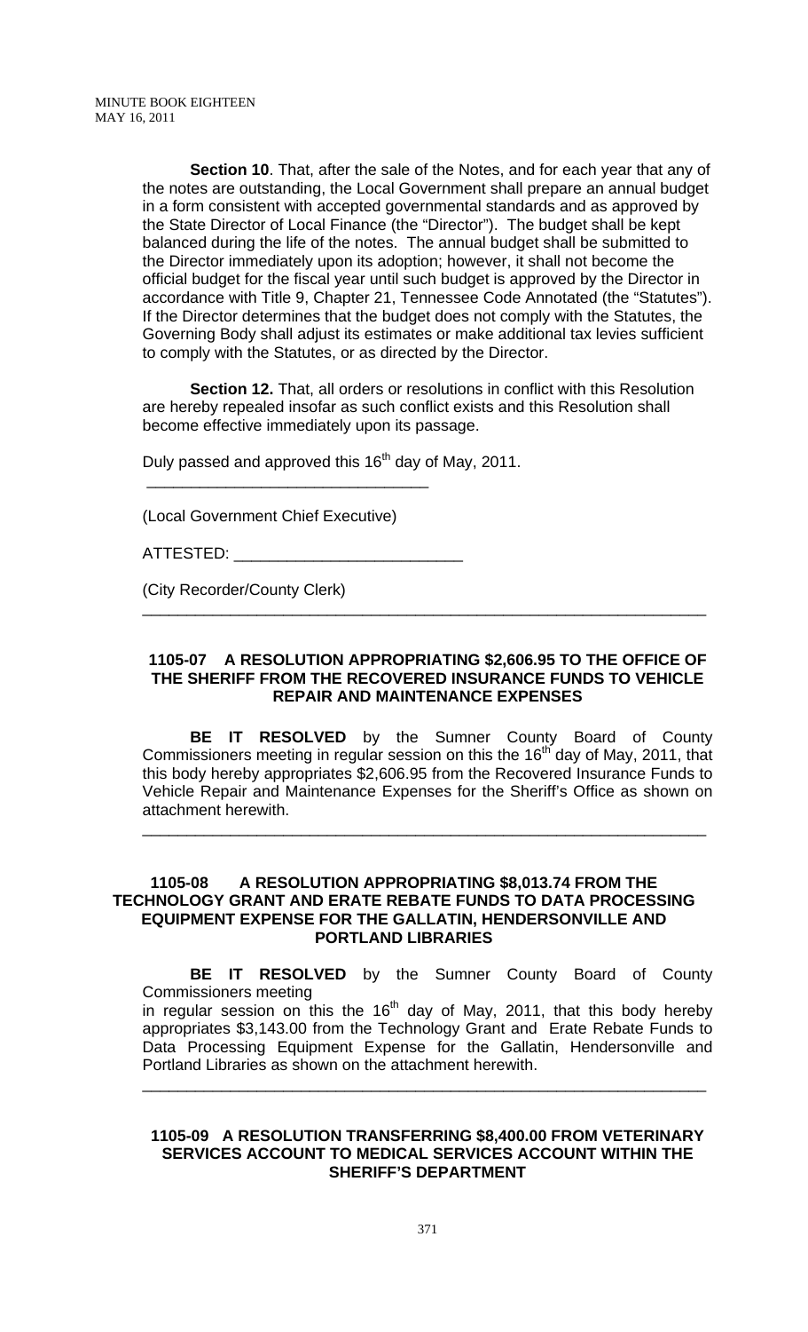**Section 10**. That, after the sale of the Notes, and for each year that any of the notes are outstanding, the Local Government shall prepare an annual budget in a form consistent with accepted governmental standards and as approved by the State Director of Local Finance (the "Director"). The budget shall be kept balanced during the life of the notes. The annual budget shall be submitted to the Director immediately upon its adoption; however, it shall not become the official budget for the fiscal year until such budget is approved by the Director in accordance with Title 9, Chapter 21, Tennessee Code Annotated (the "Statutes"). If the Director determines that the budget does not comply with the Statutes, the Governing Body shall adjust its estimates or make additional tax levies sufficient to comply with the Statutes, or as directed by the Director.

**Section 12.** That, all orders or resolutions in conflict with this Resolution are hereby repealed insofar as such conflict exists and this Resolution shall become effective immediately upon its passage.

Duly passed and approved this 16th day of May, 2011.

________________________________

(Local Government Chief Executive)

ATTESTED: _________________________

(City Recorder/County Clerk)

---

**1105-07 A RESOLUTION APPROPRIATING $2,606.95 TO THE OFFICE OF THE SHERIFF FROM THE RECOVERED INSURANCE FUNDS TO VEHICLE REPAIR AND MAINTENANCE EXPENSES**

**BE IT RESOLVED** by the Sumner County Board of County Commissioners meeting in regular session on this the 16th day of May, 2011, that this body hereby appropriates $2,606.95 from the Recovered Insurance Funds to Vehicle Repair and Maintenance Expenses for the Sheriff's Office as shown on attachment herewith.

---

**1105-08 A RESOLUTION APPROPRIATING $8,013.74 FROM THE TECHNOLOGY GRANT AND ERATE REBATE FUNDS TO DATA PROCESSING EQUIPMENT EXPENSE FOR THE GALLATIN, HENDERSONVILLE AND PORTLAND LIBRARIES**

**BE IT RESOLVED** by the Sumner County Board of County Commissioners meeting in regular session on this the 16th day of May, 2011, that this body hereby appropriates $3,143.00 from the Technology Grant and Erate Rebate Funds to Data Processing Equipment Expense for the Gallatin, Hendersonville and Portland Libraries as shown on the attachment herewith.

---

**1105-09 A RESOLUTION TRANSFERRING $8,400.00 FROM VETERINARY SERVICES ACCOUNT TO MEDICAL SERVICES ACCOUNT WITHIN THE SHERIFF'S DEPARTMENT**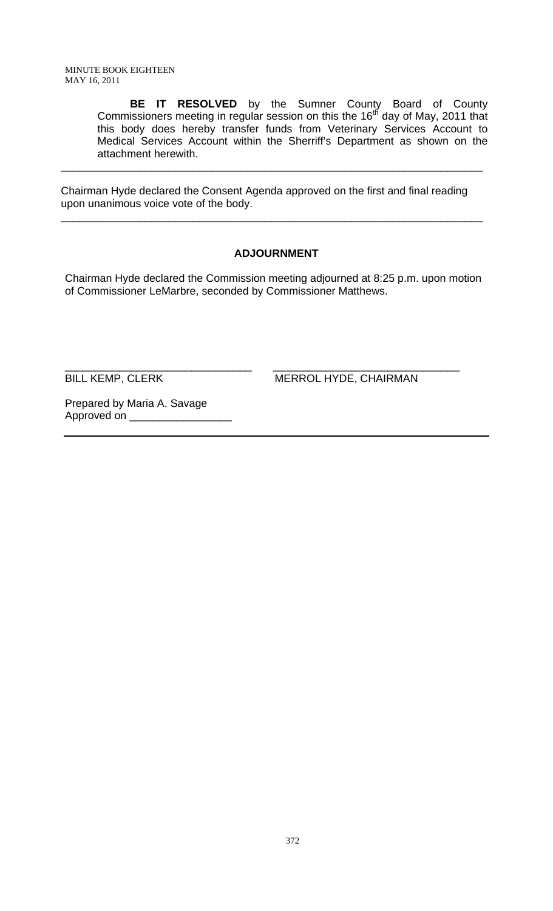**BE IT RESOLVED** by the Sumner County Board of County Commissioners meeting in regular session on this the 16th day of May, 2011 that this body does hereby transfer funds from Veterinary Services Account to Medical Services Account within the Sherriff's Department as shown on the attachment herewith.

---

Chairman Hyde declared the Consent Agenda approved on the first and final reading upon unanimous voice vote of the body.

---

**ADJOURNMENT**

Chairman Hyde declared the Commission meeting adjourned at 8:25 p.m. upon motion of Commissioner LeMarbre, seconded by Commissioner Matthews.

\_\_\_\_\_\_\_\_\_\_\_\_\_\_\_\_\_\_\_\_\_\_\_\_\_\_\_\_\_\_ \_\_\_\_\_\_\_\_\_\_\_\_\_\_\_\_\_\_\_\_\_\_\_\_\_\_\_\_\_\_

BILL KEMP, CLERK MERROL HYDE, CHAIRMAN

Prepared by Maria A. Savage
Approved on \_\_\_\_\_\_\_\_\_\_\_\_\_\_\_\_